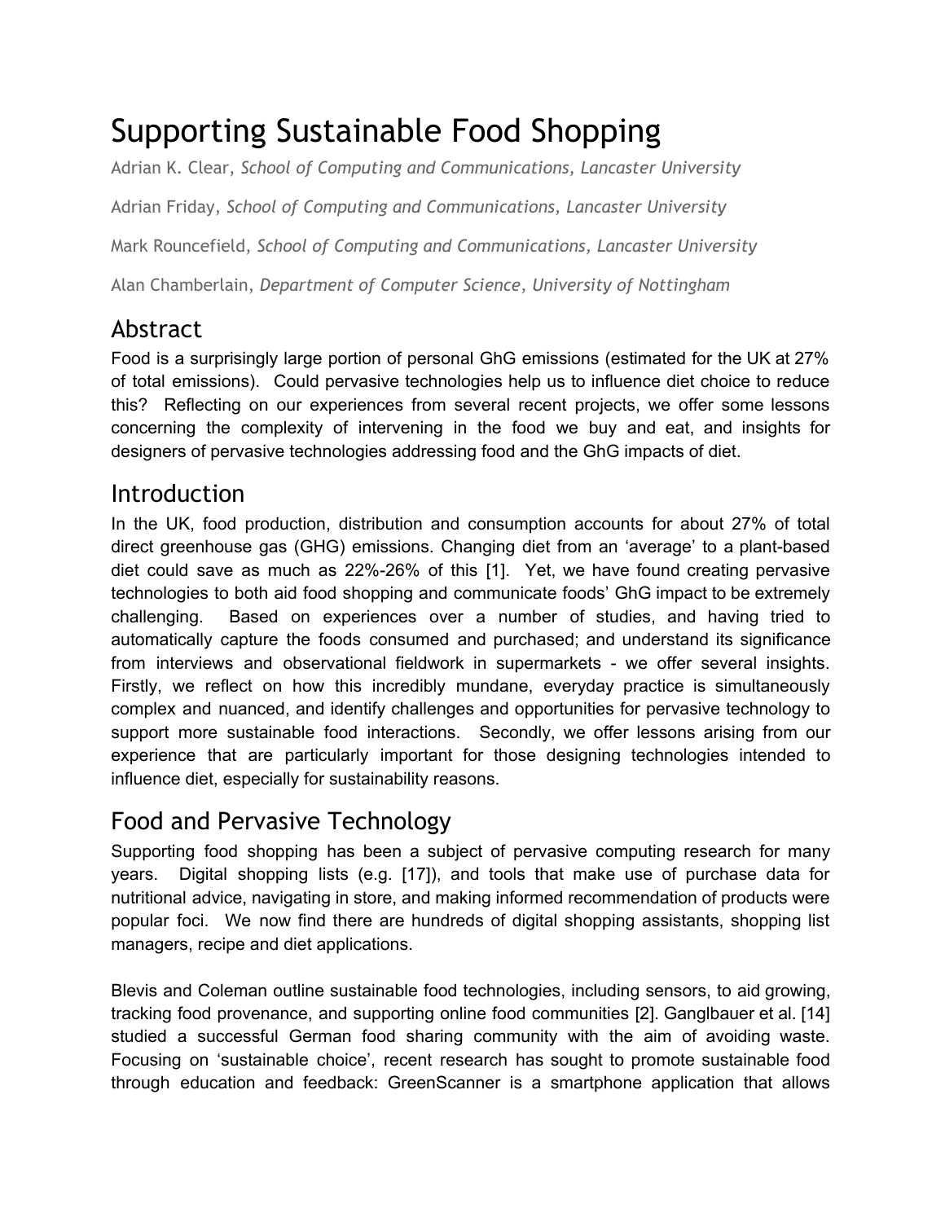# Supporting Sustainable Food Shopping

Adrian K. Clear, *School of Computing and Communications, Lancaster University*

Adrian Friday, *School of Computing and Communications, Lancaster University*

Mark Rouncefield, *School of Computing and Communications, Lancaster University*

Alan Chamberlain, *Department of Computer Science, University of Nottingham*

## Abstract

Food is a surprisingly large portion of personal GhG emissions (estimated for the UK at 27% of total emissions). Could pervasive technologies help us to influence diet choice to reduce this? Reflecting on our experiences from several recent projects, we offer some lessons concerning the complexity of intervening in the food we buy and eat, and insights for designers of pervasive technologies addressing food and the GhG impacts of diet.

## Introduction

In the UK, food production, distribution and consumption accounts for about 27% of total direct greenhouse gas (GHG) emissions. Changing diet from an 'average' to a plant-based diet could save as much as 22%-26% of this [1]. Yet, we have found creating pervasive technologies to both aid food shopping and communicate foods' GhG impact to be extremely challenging. Based on experiences over a number of studies, and having tried to automatically capture the foods consumed and purchased; and understand its significance from interviews and observational fieldwork in supermarkets - we offer several insights. Firstly, we reflect on how this incredibly mundane, everyday practice is simultaneously complex and nuanced, and identify challenges and opportunities for pervasive technology to support more sustainable food interactions. Secondly, we offer lessons arising from our experience that are particularly important for those designing technologies intended to influence diet, especially for sustainability reasons.

## Food and Pervasive Technology

Supporting food shopping has been a subject of pervasive computing research for many years. Digital shopping lists (e.g. [17]), and tools that make use of purchase data for nutritional advice, navigating in store, and making informed recommendation of products were popular foci. We now find there are hundreds of digital shopping assistants, shopping list managers, recipe and diet applications.

Blevis and Coleman outline sustainable food technologies, including sensors, to aid growing, tracking food provenance, and supporting online food communities [2]. Ganglbauer et al. [14] studied a successful German food sharing community with the aim of avoiding waste. Focusing on 'sustainable choice', recent research has sought to promote sustainable food through education and feedback: GreenScanner is a smartphone application that allows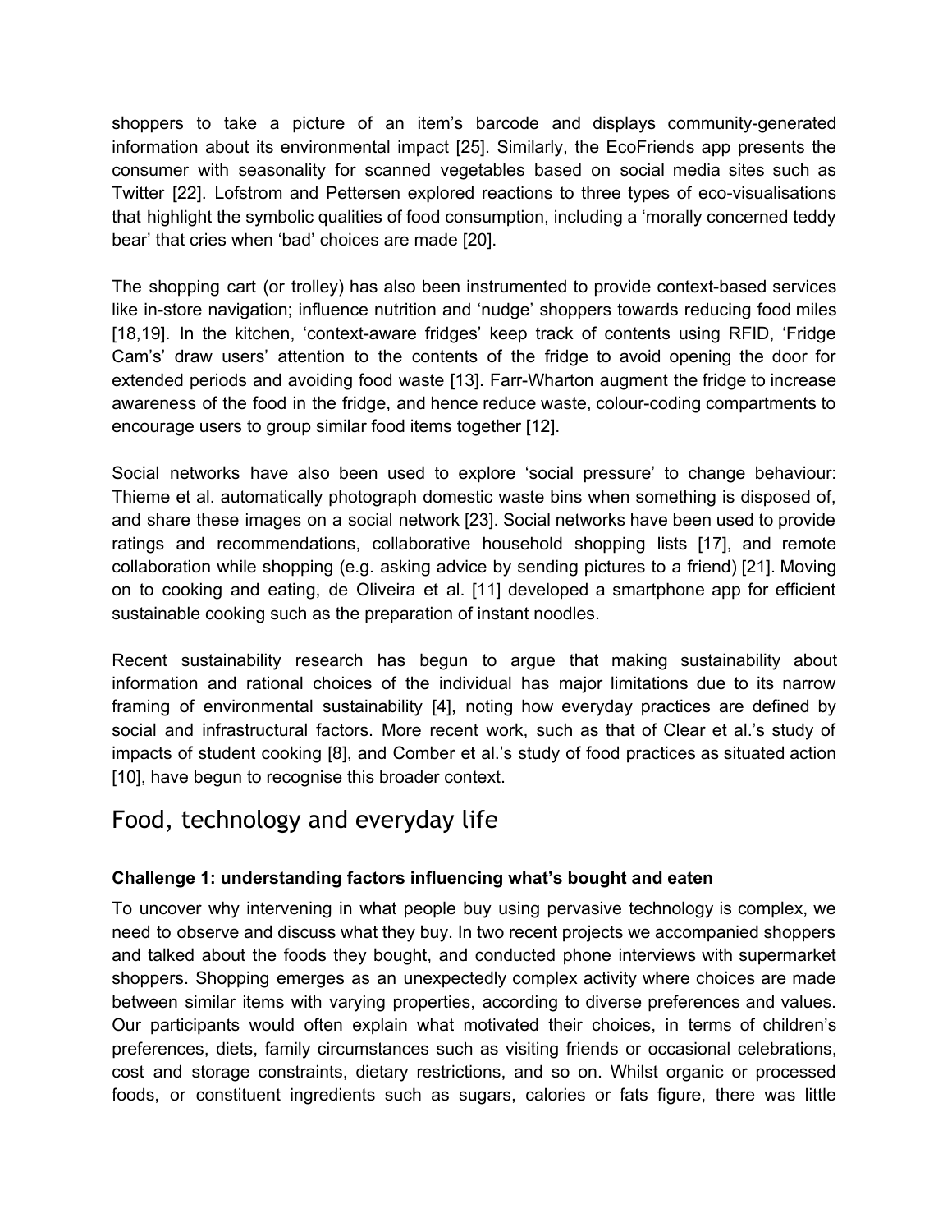shoppers to take a picture of an item's barcode and displays community-generated information about its environmental impact [25]. Similarly, the EcoFriends app presents the consumer with seasonality for scanned vegetables based on social media sites such as Twitter [22]. Lofstrom and Pettersen explored reactions to three types of eco-visualisations that highlight the symbolic qualities of food consumption, including a 'morally concerned teddy bear' that cries when 'bad' choices are made [20].

The shopping cart (or trolley) has also been instrumented to provide context-based services like in-store navigation; influence nutrition and 'nudge' shoppers towards reducing food miles [18,19]. In the kitchen, 'context-aware fridges' keep track of contents using RFID, 'Fridge Cam's' draw users' attention to the contents of the fridge to avoid opening the door for extended periods and avoiding food waste [13]. Farr-Wharton augment the fridge to increase awareness of the food in the fridge, and hence reduce waste, colour-coding compartments to encourage users to group similar food items together [12].

Social networks have also been used to explore 'social pressure' to change behaviour: Thieme et al. automatically photograph domestic waste bins when something is disposed of, and share these images on a social network [23]. Social networks have been used to provide ratings and recommendations, collaborative household shopping lists [17], and remote collaboration while shopping (e.g. asking advice by sending pictures to a friend) [21]. Moving on to cooking and eating, de Oliveira et al. [11] developed a smartphone app for efficient sustainable cooking such as the preparation of instant noodles.

Recent sustainability research has begun to argue that making sustainability about information and rational choices of the individual has major limitations due to its narrow framing of environmental sustainability [4], noting how everyday practices are defined by social and infrastructural factors. More recent work, such as that of Clear et al.'s study of impacts of student cooking [8], and Comber et al.'s study of food practices as situated action [10], have begun to recognise this broader context.

## Food, technology and everyday life

**Challenge 1: understanding factors influencing what's bought and eaten**

To uncover why intervening in what people buy using pervasive technology is complex, we need to observe and discuss what they buy. In two recent projects we accompanied shoppers and talked about the foods they bought, and conducted phone interviews with supermarket shoppers. Shopping emerges as an unexpectedly complex activity where choices are made between similar items with varying properties, according to diverse preferences and values. Our participants would often explain what motivated their choices, in terms of children's preferences, diets, family circumstances such as visiting friends or occasional celebrations, cost and storage constraints, dietary restrictions, and so on. Whilst organic or processed foods, or constituent ingredients such as sugars, calories or fats figure, there was little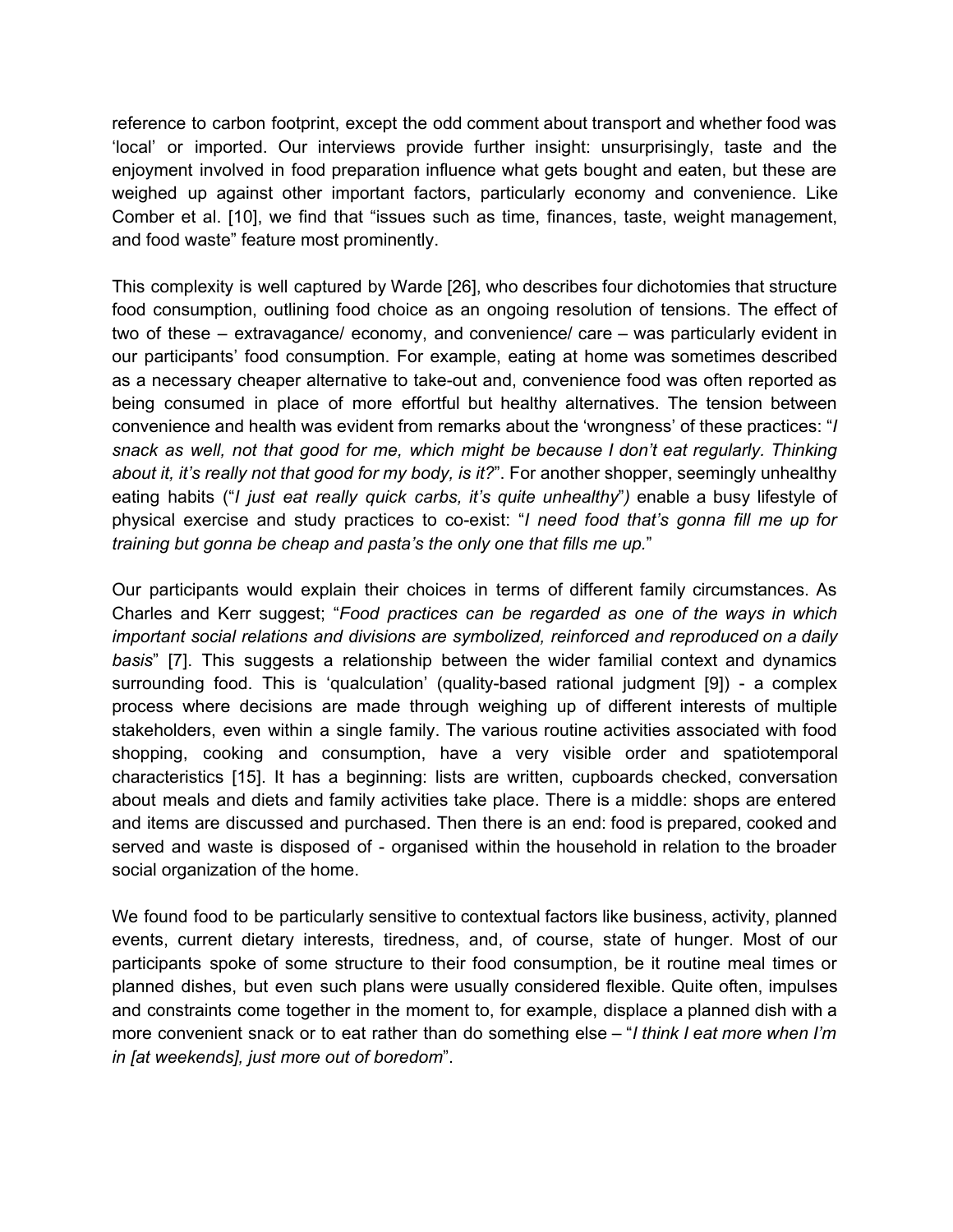reference to carbon footprint, except the odd comment about transport and whether food was 'local' or imported. Our interviews provide further insight: unsurprisingly, taste and the enjoyment involved in food preparation influence what gets bought and eaten, but these are weighed up against other important factors, particularly economy and convenience. Like Comber et al. [10], we find that "issues such as time, finances, taste, weight management, and food waste" feature most prominently.

This complexity is well captured by Warde [26], who describes four dichotomies that structure food consumption, outlining food choice as an ongoing resolution of tensions. The effect of two of these – extravagance/ economy, and convenience/ care – was particularly evident in our participants' food consumption. For example, eating at home was sometimes described as a necessary cheaper alternative to take-out and, convenience food was often reported as being consumed in place of more effortful but healthy alternatives. The tension between convenience and health was evident from remarks about the 'wrongness' of these practices: "*I snack as well, not that good for me, which might be because I don't eat regularly. Thinking about it, it's really not that good for my body, is it?*". For another shopper, seemingly unhealthy eating habits ("*I just eat really quick carbs, it's quite unhealthy*") enable a busy lifestyle of physical exercise and study practices to co-exist: "*I need food that's gonna fill me up for training but gonna be cheap and pasta's the only one that fills me up.*"

Our participants would explain their choices in terms of different family circumstances. As Charles and Kerr suggest; "*Food practices can be regarded as one of the ways in which important social relations and divisions are symbolized, reinforced and reproduced on a daily basis*" [7]. This suggests a relationship between the wider familial context and dynamics surrounding food. This is 'qualculation' (quality-based rational judgment [9]) - a complex process where decisions are made through weighing up of different interests of multiple stakeholders, even within a single family. The various routine activities associated with food shopping, cooking and consumption, have a very visible order and spatiotemporal characteristics [15]. It has a beginning: lists are written, cupboards checked, conversation about meals and diets and family activities take place. There is a middle: shops are entered and items are discussed and purchased. Then there is an end: food is prepared, cooked and served and waste is disposed of - organised within the household in relation to the broader social organization of the home.

We found food to be particularly sensitive to contextual factors like business, activity, planned events, current dietary interests, tiredness, and, of course, state of hunger. Most of our participants spoke of some structure to their food consumption, be it routine meal times or planned dishes, but even such plans were usually considered flexible. Quite often, impulses and constraints come together in the moment to, for example, displace a planned dish with a more convenient snack or to eat rather than do something else – "*I think I eat more when I'm in [at weekends], just more out of boredom*".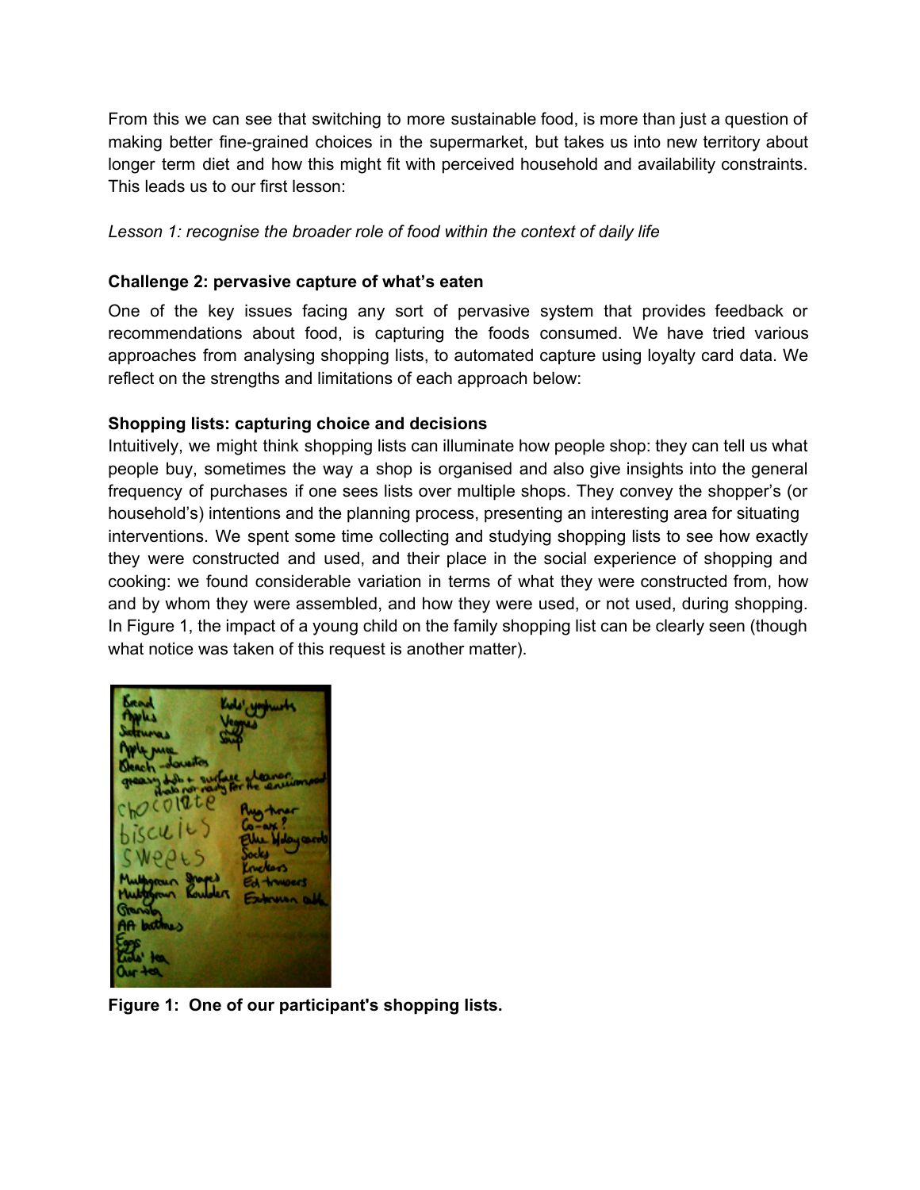From this we can see that switching to more sustainable food, is more than just a question of making better fine-grained choices in the supermarket, but takes us into new territory about longer term diet and how this might fit with perceived household and availability constraints. This leads us to our first lesson:

*Lesson 1: recognise the broader role of food within the context of daily life*

**Challenge 2: pervasive capture of what's eaten**

One of the key issues facing any sort of pervasive system that provides feedback or recommendations about food, is capturing the foods consumed. We have tried various approaches from analysing shopping lists, to automated capture using loyalty card data. We reflect on the strengths and limitations of each approach below:

**Shopping lists: capturing choice and decisions**

Intuitively, we might think shopping lists can illuminate how people shop: they can tell us what people buy, sometimes the way a shop is organised and also give insights into the general frequency of purchases if one sees lists over multiple shops. They convey the shopper's (or household's) intentions and the planning process, presenting an interesting area for situating interventions. We spent some time collecting and studying shopping lists to see how exactly they were constructed and used, and their place in the social experience of shopping and cooking: we found considerable variation in terms of what they were constructed from, how and by whom they were assembled, and how they were used, or not used, during shopping. In Figure 1, the impact of a young child on the family shopping list can be clearly seen (though what notice was taken of this request is another matter).

**Figure 1: One of our participant's shopping lists.**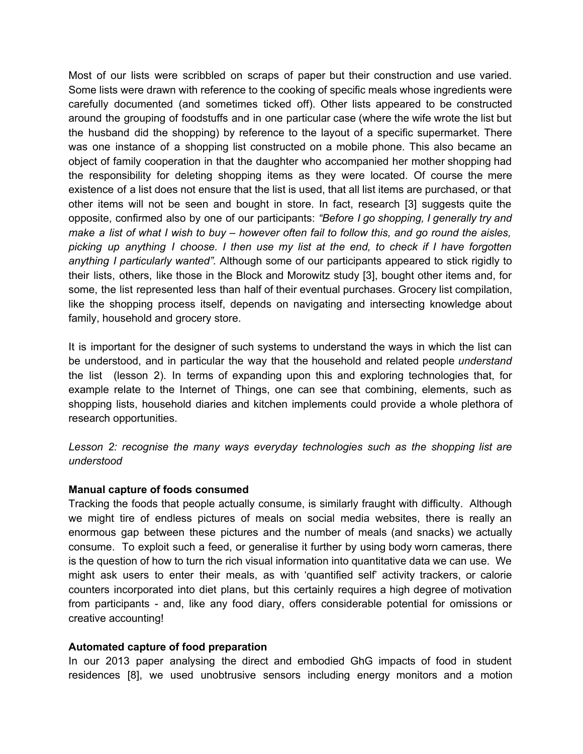Most of our lists were scribbled on scraps of paper but their construction and use varied. Some lists were drawn with reference to the cooking of specific meals whose ingredients were carefully documented (and sometimes ticked off). Other lists appeared to be constructed around the grouping of foodstuffs and in one particular case (where the wife wrote the list but the husband did the shopping) by reference to the layout of a specific supermarket. There was one instance of a shopping list constructed on a mobile phone. This also became an object of family cooperation in that the daughter who accompanied her mother shopping had the responsibility for deleting shopping items as they were located. Of course the mere existence of a list does not ensure that the list is used, that all list items are purchased, or that other items will not be seen and bought in store. In fact, research [3] suggests quite the opposite, confirmed also by one of our participants: *"Before I go shopping, I generally try and make a list of what I wish to buy – however often fail to follow this, and go round the aisles, picking up anything I choose. I then use my list at the end, to check if I have forgotten anything I particularly wanted".* Although some of our participants appeared to stick rigidly to their lists, others, like those in the Block and Morowitz study [3], bought other items and, for some, the list represented less than half of their eventual purchases. Grocery list compilation, like the shopping process itself, depends on navigating and intersecting knowledge about family, household and grocery store.

It is important for the designer of such systems to understand the ways in which the list can be understood, and in particular the way that the household and related people *understand* the list (lesson 2). In terms of expanding upon this and exploring technologies that, for example relate to the Internet of Things, one can see that combining, elements, such as shopping lists, household diaries and kitchen implements could provide a whole plethora of research opportunities.

*Lesson 2: recognise the many ways everyday technologies such as the shopping list are understood*

**Manual capture of foods consumed**

Tracking the foods that people actually consume, is similarly fraught with difficulty. Although we might tire of endless pictures of meals on social media websites, there is really an enormous gap between these pictures and the number of meals (and snacks) we actually consume. To exploit such a feed, or generalise it further by using body worn cameras, there is the question of how to turn the rich visual information into quantitative data we can use. We might ask users to enter their meals, as with 'quantified self' activity trackers, or calorie counters incorporated into diet plans, but this certainly requires a high degree of motivation from participants - and, like any food diary, offers considerable potential for omissions or creative accounting!

**Automated capture of food preparation**

In our 2013 paper analysing the direct and embodied GhG impacts of food in student residences [8], we used unobtrusive sensors including energy monitors and a motion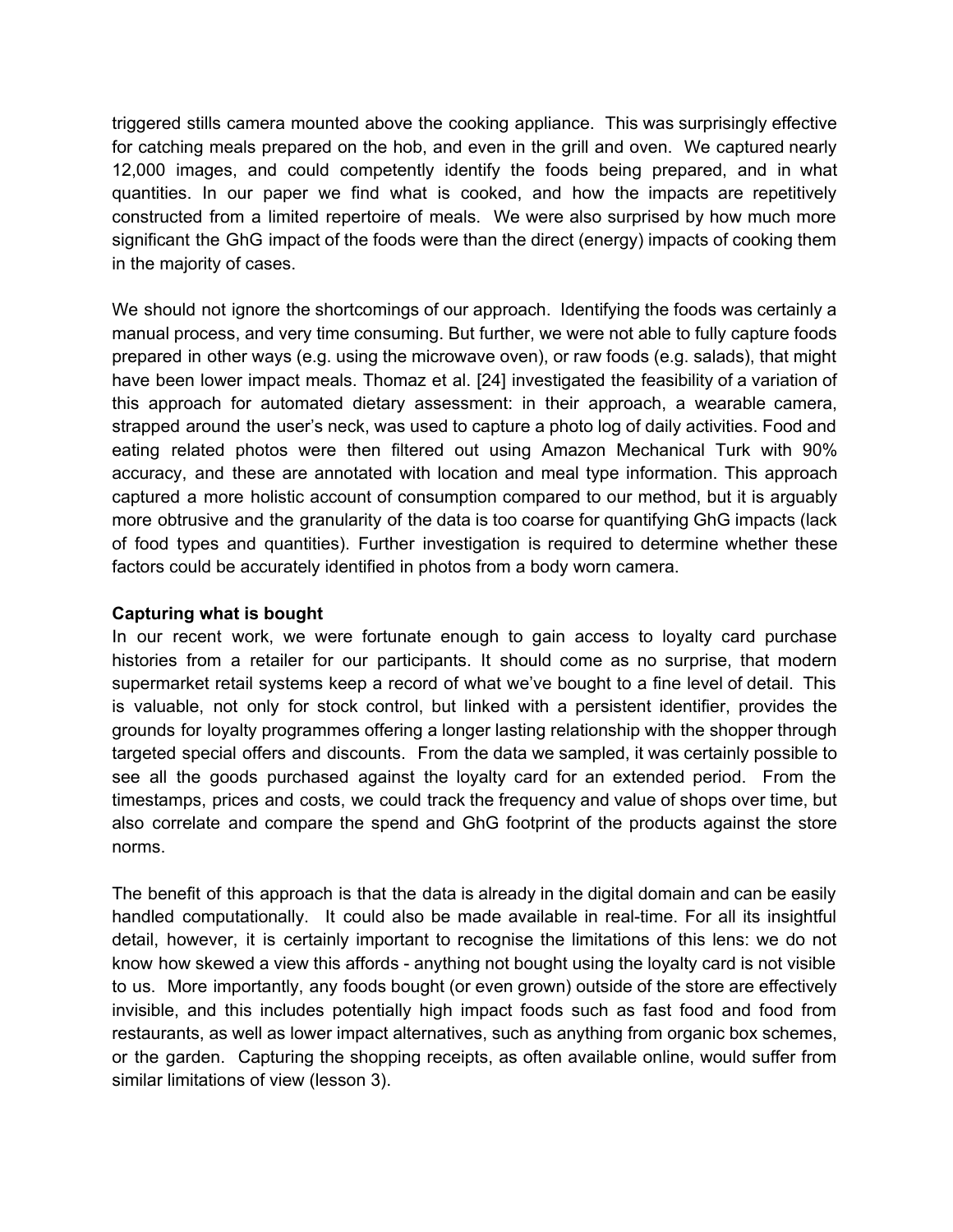triggered stills camera mounted above the cooking appliance. This was surprisingly effective for catching meals prepared on the hob, and even in the grill and oven. We captured nearly 12,000 images, and could competently identify the foods being prepared, and in what quantities. In our paper we find what is cooked, and how the impacts are repetitively constructed from a limited repertoire of meals. We were also surprised by how much more significant the GhG impact of the foods were than the direct (energy) impacts of cooking them in the majority of cases.

We should not ignore the shortcomings of our approach. Identifying the foods was certainly a manual process, and very time consuming. But further, we were not able to fully capture foods prepared in other ways (e.g. using the microwave oven), or raw foods (e.g. salads), that might have been lower impact meals. Thomaz et al. [24] investigated the feasibility of a variation of this approach for automated dietary assessment: in their approach, a wearable camera, strapped around the user's neck, was used to capture a photo log of daily activities. Food and eating related photos were then filtered out using Amazon Mechanical Turk with 90% accuracy, and these are annotated with location and meal type information. This approach captured a more holistic account of consumption compared to our method, but it is arguably more obtrusive and the granularity of the data is too coarse for quantifying GhG impacts (lack of food types and quantities). Further investigation is required to determine whether these factors could be accurately identified in photos from a body worn camera.

**Capturing what is bought**

In our recent work, we were fortunate enough to gain access to loyalty card purchase histories from a retailer for our participants. It should come as no surprise, that modern supermarket retail systems keep a record of what we've bought to a fine level of detail. This is valuable, not only for stock control, but linked with a persistent identifier, provides the grounds for loyalty programmes offering a longer lasting relationship with the shopper through targeted special offers and discounts. From the data we sampled, it was certainly possible to see all the goods purchased against the loyalty card for an extended period. From the timestamps, prices and costs, we could track the frequency and value of shops over time, but also correlate and compare the spend and GhG footprint of the products against the store norms.

The benefit of this approach is that the data is already in the digital domain and can be easily handled computationally. It could also be made available in real-time. For all its insightful detail, however, it is certainly important to recognise the limitations of this lens: we do not know how skewed a view this affords - anything not bought using the loyalty card is not visible to us. More importantly, any foods bought (or even grown) outside of the store are effectively invisible, and this includes potentially high impact foods such as fast food and food from restaurants, as well as lower impact alternatives, such as anything from organic box schemes, or the garden. Capturing the shopping receipts, as often available online, would suffer from similar limitations of view (lesson 3).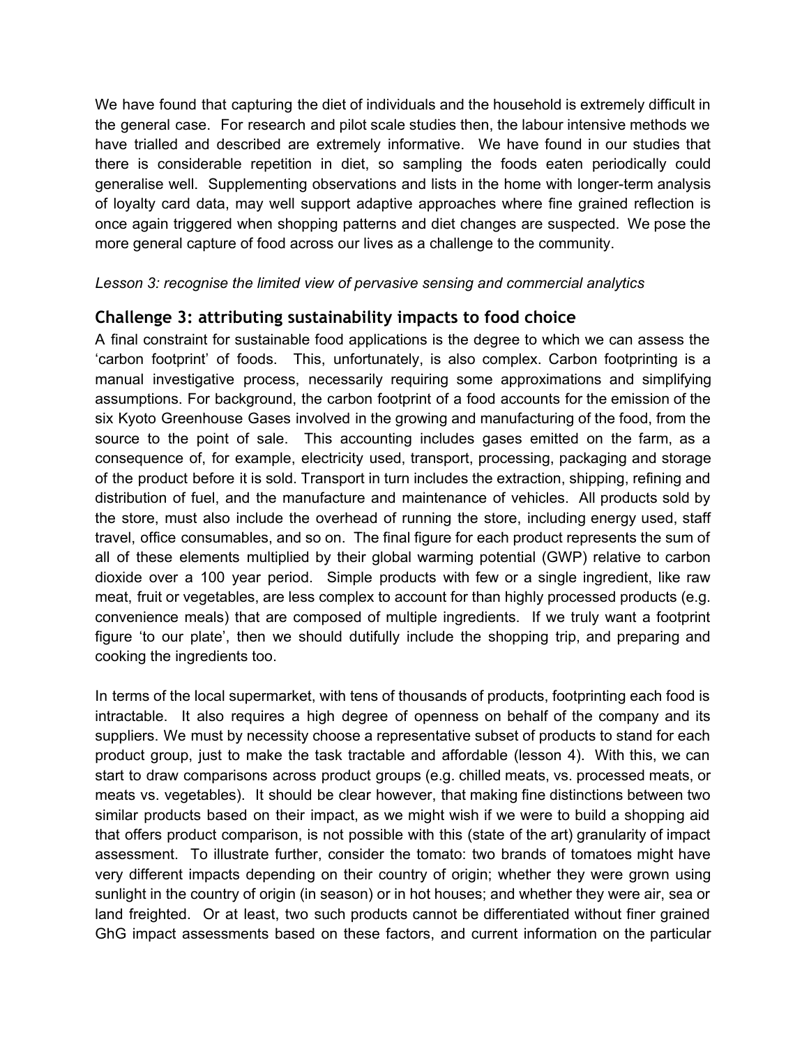We have found that capturing the diet of individuals and the household is extremely difficult in the general case. For research and pilot scale studies then, the labour intensive methods we have trialled and described are extremely informative. We have found in our studies that there is considerable repetition in diet, so sampling the foods eaten periodically could generalise well. Supplementing observations and lists in the home with longer-term analysis of loyalty card data, may well support adaptive approaches where fine grained reflection is once again triggered when shopping patterns and diet changes are suspected. We pose the more general capture of food across our lives as a challenge to the community.

*Lesson 3: recognise the limited view of pervasive sensing and commercial analytics*

## Challenge 3: attributing sustainability impacts to food choice

A final constraint for sustainable food applications is the degree to which we can assess the 'carbon footprint' of foods. This, unfortunately, is also complex. Carbon footprinting is a manual investigative process, necessarily requiring some approximations and simplifying assumptions. For background, the carbon footprint of a food accounts for the emission of the six Kyoto Greenhouse Gases involved in the growing and manufacturing of the food, from the source to the point of sale. This accounting includes gases emitted on the farm, as a consequence of, for example, electricity used, transport, processing, packaging and storage of the product before it is sold. Transport in turn includes the extraction, shipping, refining and distribution of fuel, and the manufacture and maintenance of vehicles. All products sold by the store, must also include the overhead of running the store, including energy used, staff travel, office consumables, and so on. The final figure for each product represents the sum of all of these elements multiplied by their global warming potential (GWP) relative to carbon dioxide over a 100 year period. Simple products with few or a single ingredient, like raw meat, fruit or vegetables, are less complex to account for than highly processed products (e.g. convenience meals) that are composed of multiple ingredients. If we truly want a footprint figure 'to our plate', then we should dutifully include the shopping trip, and preparing and cooking the ingredients too.

In terms of the local supermarket, with tens of thousands of products, footprinting each food is intractable. It also requires a high degree of openness on behalf of the company and its suppliers. We must by necessity choose a representative subset of products to stand for each product group, just to make the task tractable and affordable (lesson 4). With this, we can start to draw comparisons across product groups (e.g. chilled meats, vs. processed meats, or meats vs. vegetables). It should be clear however, that making fine distinctions between two similar products based on their impact, as we might wish if we were to build a shopping aid that offers product comparison, is not possible with this (state of the art) granularity of impact assessment. To illustrate further, consider the tomato: two brands of tomatoes might have very different impacts depending on their country of origin; whether they were grown using sunlight in the country of origin (in season) or in hot houses; and whether they were air, sea or land freighted. Or at least, two such products cannot be differentiated without finer grained GhG impact assessments based on these factors, and current information on the particular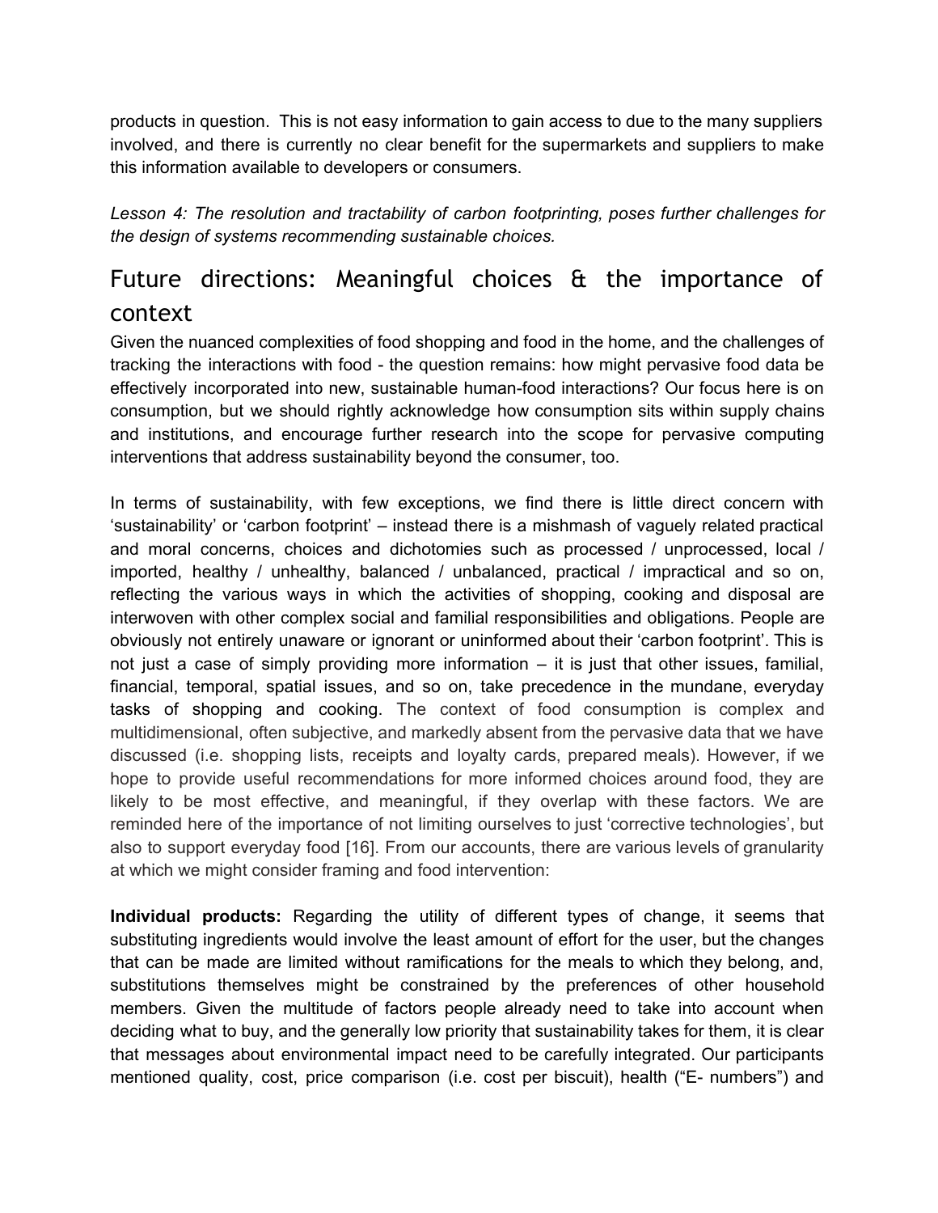products in question. This is not easy information to gain access to due to the many suppliers involved, and there is currently no clear benefit for the supermarkets and suppliers to make this information available to developers or consumers.

*Lesson 4: The resolution and tractability of carbon footprinting, poses further challenges for the design of systems recommending sustainable choices.*

## Future directions: Meaningful choices & the importance of context

Given the nuanced complexities of food shopping and food in the home, and the challenges of tracking the interactions with food - the question remains: how might pervasive food data be effectively incorporated into new, sustainable human-food interactions? Our focus here is on consumption, but we should rightly acknowledge how consumption sits within supply chains and institutions, and encourage further research into the scope for pervasive computing interventions that address sustainability beyond the consumer, too.

In terms of sustainability, with few exceptions, we find there is little direct concern with 'sustainability' or 'carbon footprint' – instead there is a mishmash of vaguely related practical and moral concerns, choices and dichotomies such as processed / unprocessed, local / imported, healthy / unhealthy, balanced / unbalanced, practical / impractical and so on, reflecting the various ways in which the activities of shopping, cooking and disposal are interwoven with other complex social and familial responsibilities and obligations. People are obviously not entirely unaware or ignorant or uninformed about their 'carbon footprint'. This is not just a case of simply providing more information – it is just that other issues, familial, financial, temporal, spatial issues, and so on, take precedence in the mundane, everyday tasks of shopping and cooking. The context of food consumption is complex and multidimensional, often subjective, and markedly absent from the pervasive data that we have discussed (i.e. shopping lists, receipts and loyalty cards, prepared meals). However, if we hope to provide useful recommendations for more informed choices around food, they are likely to be most effective, and meaningful, if they overlap with these factors. We are reminded here of the importance of not limiting ourselves to just 'corrective technologies', but also to support everyday food [16]. From our accounts, there are various levels of granularity at which we might consider framing and food intervention:

**Individual products:** Regarding the utility of different types of change, it seems that substituting ingredients would involve the least amount of effort for the user, but the changes that can be made are limited without ramifications for the meals to which they belong, and, substitutions themselves might be constrained by the preferences of other household members. Given the multitude of factors people already need to take into account when deciding what to buy, and the generally low priority that sustainability takes for them, it is clear that messages about environmental impact need to be carefully integrated. Our participants mentioned quality, cost, price comparison (i.e. cost per biscuit), health ("E- numbers") and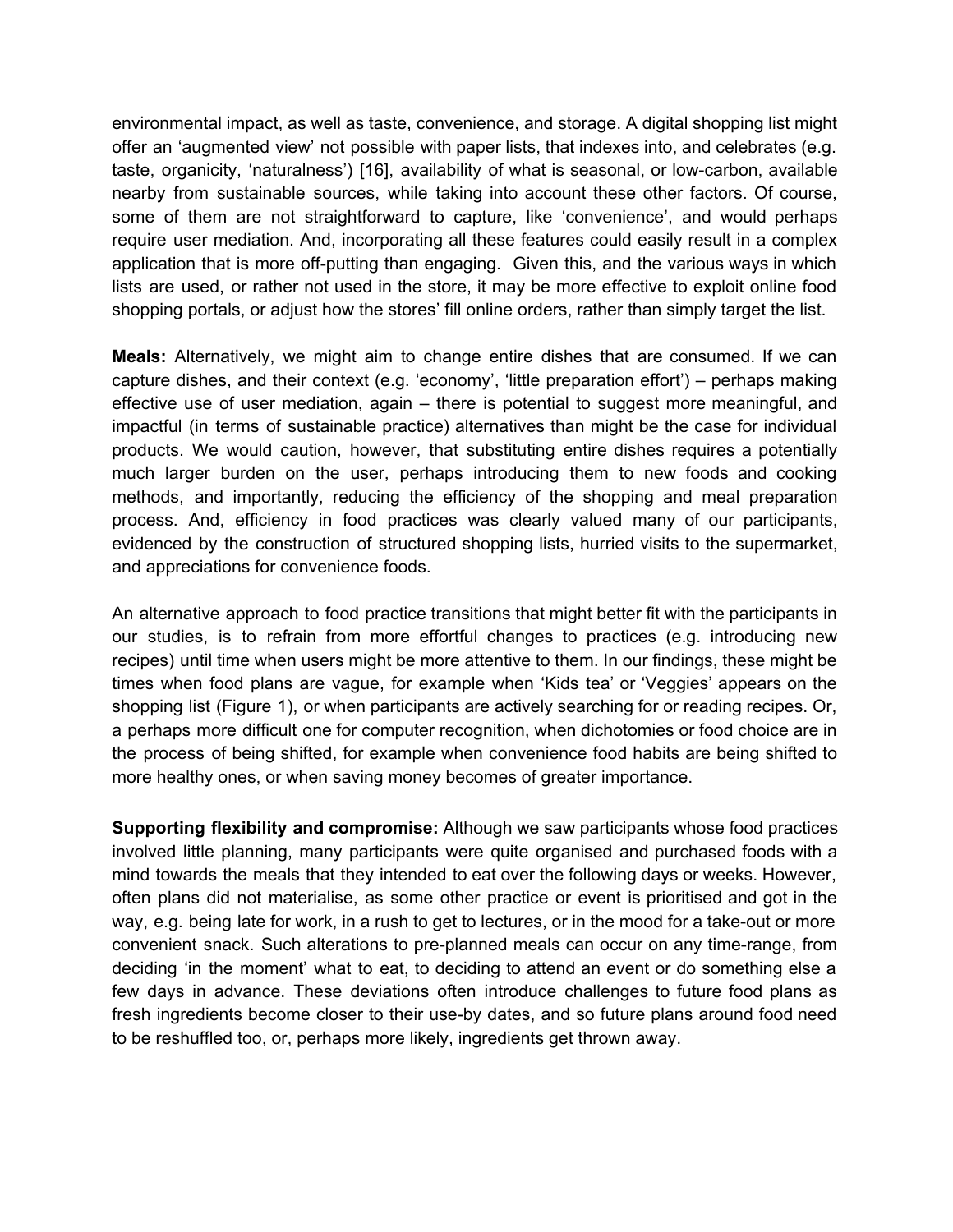environmental impact, as well as taste, convenience, and storage. A digital shopping list might offer an 'augmented view' not possible with paper lists, that indexes into, and celebrates (e.g. taste, organicity, 'naturalness') [16], availability of what is seasonal, or low-carbon, available nearby from sustainable sources, while taking into account these other factors. Of course, some of them are not straightforward to capture, like 'convenience', and would perhaps require user mediation. And, incorporating all these features could easily result in a complex application that is more off-putting than engaging. Given this, and the various ways in which lists are used, or rather not used in the store, it may be more effective to exploit online food shopping portals, or adjust how the stores' fill online orders, rather than simply target the list.

**Meals:** Alternatively, we might aim to change entire dishes that are consumed. If we can capture dishes, and their context (e.g. 'economy', 'little preparation effort') – perhaps making effective use of user mediation, again – there is potential to suggest more meaningful, and impactful (in terms of sustainable practice) alternatives than might be the case for individual products. We would caution, however, that substituting entire dishes requires a potentially much larger burden on the user, perhaps introducing them to new foods and cooking methods, and importantly, reducing the efficiency of the shopping and meal preparation process. And, efficiency in food practices was clearly valued many of our participants, evidenced by the construction of structured shopping lists, hurried visits to the supermarket, and appreciations for convenience foods.

An alternative approach to food practice transitions that might better fit with the participants in our studies, is to refrain from more effortful changes to practices (e.g. introducing new recipes) until time when users might be more attentive to them. In our findings, these might be times when food plans are vague, for example when 'Kids tea' or 'Veggies' appears on the shopping list (Figure 1), or when participants are actively searching for or reading recipes. Or, a perhaps more difficult one for computer recognition, when dichotomies or food choice are in the process of being shifted, for example when convenience food habits are being shifted to more healthy ones, or when saving money becomes of greater importance.

**Supporting flexibility and compromise:** Although we saw participants whose food practices involved little planning, many participants were quite organised and purchased foods with a mind towards the meals that they intended to eat over the following days or weeks. However, often plans did not materialise, as some other practice or event is prioritised and got in the way, e.g. being late for work, in a rush to get to lectures, or in the mood for a take-out or more convenient snack. Such alterations to pre-planned meals can occur on any time-range, from deciding 'in the moment' what to eat, to deciding to attend an event or do something else a few days in advance. These deviations often introduce challenges to future food plans as fresh ingredients become closer to their use-by dates, and so future plans around food need to be reshuffled too, or, perhaps more likely, ingredients get thrown away.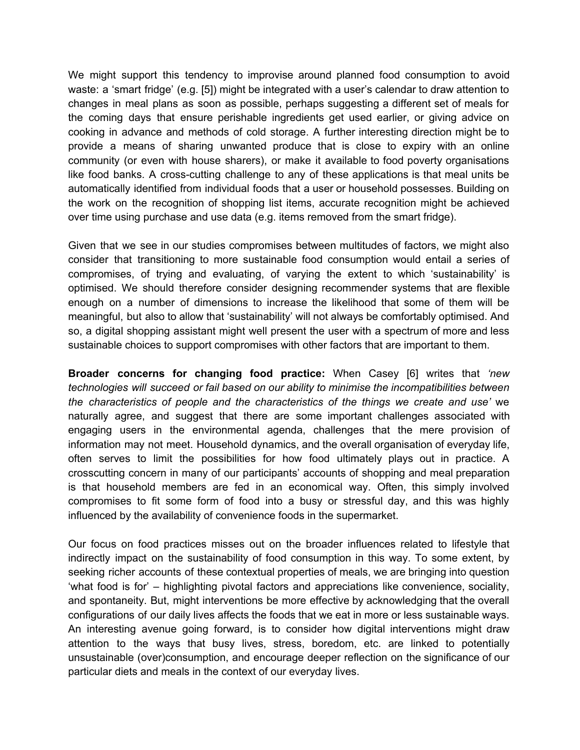We might support this tendency to improvise around planned food consumption to avoid waste: a 'smart fridge' (e.g. [5]) might be integrated with a user's calendar to draw attention to changes in meal plans as soon as possible, perhaps suggesting a different set of meals for the coming days that ensure perishable ingredients get used earlier, or giving advice on cooking in advance and methods of cold storage. A further interesting direction might be to provide a means of sharing unwanted produce that is close to expiry with an online community (or even with house sharers), or make it available to food poverty organisations like food banks. A cross-cutting challenge to any of these applications is that meal units be automatically identified from individual foods that a user or household possesses. Building on the work on the recognition of shopping list items, accurate recognition might be achieved over time using purchase and use data (e.g. items removed from the smart fridge).

Given that we see in our studies compromises between multitudes of factors, we might also consider that transitioning to more sustainable food consumption would entail a series of compromises, of trying and evaluating, of varying the extent to which 'sustainability' is optimised. We should therefore consider designing recommender systems that are flexible enough on a number of dimensions to increase the likelihood that some of them will be meaningful, but also to allow that 'sustainability' will not always be comfortably optimised. And so, a digital shopping assistant might well present the user with a spectrum of more and less sustainable choices to support compromises with other factors that are important to them.

**Broader concerns for changing food practice:** When Casey [6] writes that *'new technologies will succeed or fail based on our ability to minimise the incompatibilities between the characteristics of people and the characteristics of the things we create and use'* we naturally agree, and suggest that there are some important challenges associated with engaging users in the environmental agenda, challenges that the mere provision of information may not meet. Household dynamics, and the overall organisation of everyday life, often serves to limit the possibilities for how food ultimately plays out in practice. A crosscutting concern in many of our participants' accounts of shopping and meal preparation is that household members are fed in an economical way. Often, this simply involved compromises to fit some form of food into a busy or stressful day, and this was highly influenced by the availability of convenience foods in the supermarket.

Our focus on food practices misses out on the broader influences related to lifestyle that indirectly impact on the sustainability of food consumption in this way. To some extent, by seeking richer accounts of these contextual properties of meals, we are bringing into question 'what food is for' – highlighting pivotal factors and appreciations like convenience, sociality, and spontaneity. But, might interventions be more effective by acknowledging that the overall configurations of our daily lives affects the foods that we eat in more or less sustainable ways. An interesting avenue going forward, is to consider how digital interventions might draw attention to the ways that busy lives, stress, boredom, etc. are linked to potentially unsustainable (over)consumption, and encourage deeper reflection on the significance of our particular diets and meals in the context of our everyday lives.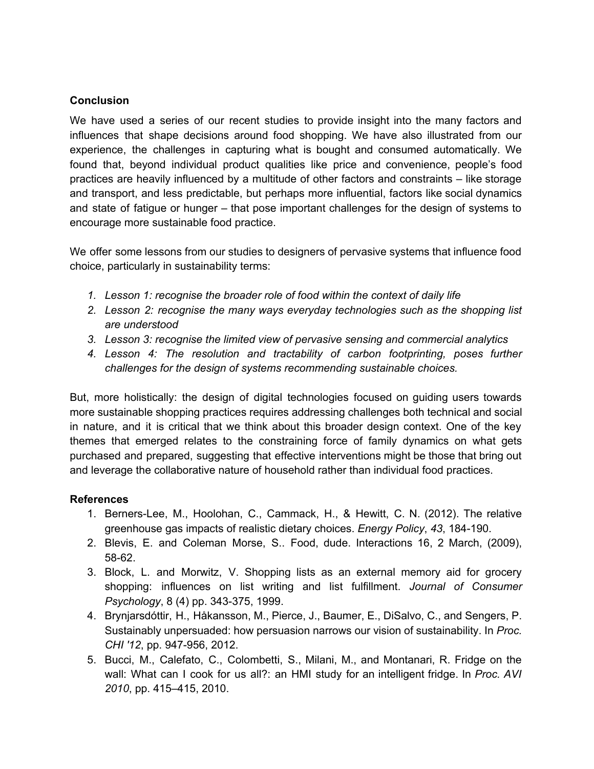**Conclusion**

We have used a series of our recent studies to provide insight into the many factors and influences that shape decisions around food shopping. We have also illustrated from our experience, the challenges in capturing what is bought and consumed automatically. We found that, beyond individual product qualities like price and convenience, people's food practices are heavily influenced by a multitude of other factors and constraints – like storage and transport, and less predictable, but perhaps more influential, factors like social dynamics and state of fatigue or hunger – that pose important challenges for the design of systems to encourage more sustainable food practice.

We offer some lessons from our studies to designers of pervasive systems that influence food choice, particularly in sustainability terms:

1. *Lesson 1: recognise the broader role of food within the context of daily life*
2. *Lesson 2: recognise the many ways everyday technologies such as the shopping list are understood*
3. *Lesson 3: recognise the limited view of pervasive sensing and commercial analytics*
4. *Lesson 4: The resolution and tractability of carbon footprinting, poses further challenges for the design of systems recommending sustainable choices.*

But, more holistically: the design of digital technologies focused on guiding users towards more sustainable shopping practices requires addressing challenges both technical and social in nature, and it is critical that we think about this broader design context. One of the key themes that emerged relates to the constraining force of family dynamics on what gets purchased and prepared, suggesting that effective interventions might be those that bring out and leverage the collaborative nature of household rather than individual food practices.

**References**

1. Berners-Lee, M., Hoolohan, C., Cammack, H., & Hewitt, C. N. (2012). The relative greenhouse gas impacts of realistic dietary choices. *Energy Policy*, *43*, 184-190.
2. Blevis, E. and Coleman Morse, S.. Food, dude. Interactions 16, 2 March, (2009), 58-62.
3. Block, L. and Morwitz, V. Shopping lists as an external memory aid for grocery shopping: influences on list writing and list fulfillment. *Journal of Consumer Psychology*, 8 (4) pp. 343-375, 1999.
4. Brynjarsdóttir, H., Håkansson, M., Pierce, J., Baumer, E., DiSalvo, C., and Sengers, P. Sustainably unpersuaded: how persuasion narrows our vision of sustainability. In *Proc. CHI '12*, pp. 947-956, 2012.
5. Bucci, M., Calefato, C., Colombetti, S., Milani, M., and Montanari, R. Fridge on the wall: What can I cook for us all?: an HMI study for an intelligent fridge. In *Proc. AVI 2010*, pp. 415–415, 2010.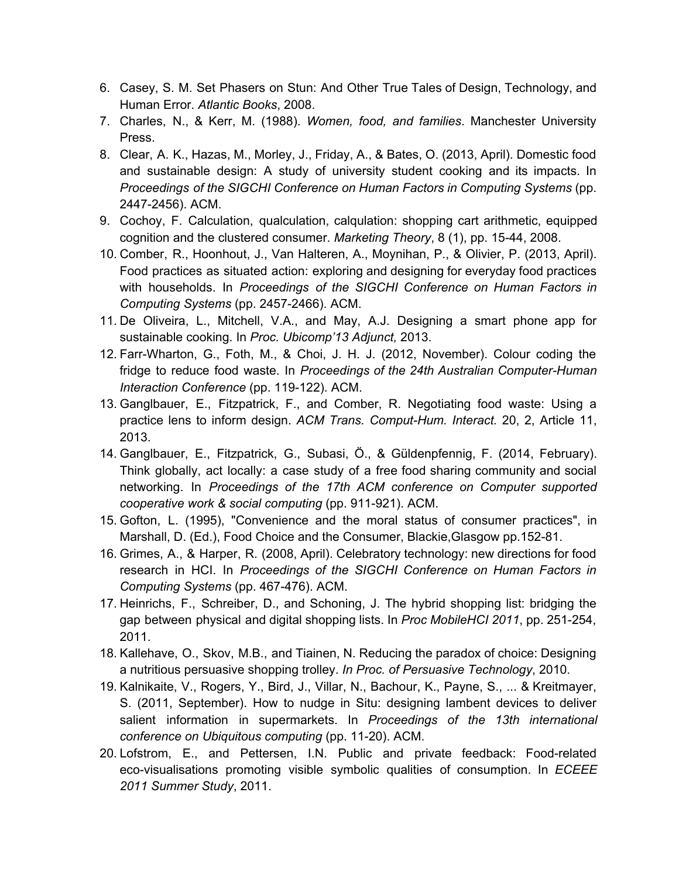6. Casey, S. M. Set Phasers on Stun: And Other True Tales of Design, Technology, and Human Error. *Atlantic Books*, 2008.
7. Charles, N., & Kerr, M. (1988). *Women, food, and families*. Manchester University Press.
8. Clear, A. K., Hazas, M., Morley, J., Friday, A., & Bates, O. (2013, April). Domestic food and sustainable design: A study of university student cooking and its impacts. In *Proceedings of the SIGCHI Conference on Human Factors in Computing Systems* (pp. 2447-2456). ACM.
9. Cochoy, F. Calculation, qualculation, calqulation: shopping cart arithmetic, equipped cognition and the clustered consumer. *Marketing Theory*, 8 (1), pp. 15-44, 2008.
10. Comber, R., Hoonhout, J., Van Halteren, A., Moynihan, P., & Olivier, P. (2013, April). Food practices as situated action: exploring and designing for everyday food practices with households. In *Proceedings of the SIGCHI Conference on Human Factors in Computing Systems* (pp. 2457-2466). ACM.
11. De Oliveira, L., Mitchell, V.A., and May, A.J. Designing a smart phone app for sustainable cooking. In *Proc. Ubicomp'13 Adjunct,* 2013.
12. Farr-Wharton, G., Foth, M., & Choi, J. H. J. (2012, November). Colour coding the fridge to reduce food waste. In *Proceedings of the 24th Australian Computer-Human Interaction Conference* (pp. 119-122). ACM.
13. Ganglbauer, E., Fitzpatrick, F., and Comber, R. Negotiating food waste: Using a practice lens to inform design. *ACM Trans. Comput-Hum. Interact.* 20, 2, Article 11, 2013.
14. Ganglbauer, E., Fitzpatrick, G., Subasi, Ö., & Güldenpfennig, F. (2014, February). Think globally, act locally: a case study of a free food sharing community and social networking. In *Proceedings of the 17th ACM conference on Computer supported cooperative work & social computing* (pp. 911-921). ACM.
15. Gofton, L. (1995), "Convenience and the moral status of consumer practices", in Marshall, D. (Ed.), Food Choice and the Consumer, Blackie,Glasgow pp.152-81.
16. Grimes, A., & Harper, R. (2008, April). Celebratory technology: new directions for food research in HCI. In *Proceedings of the SIGCHI Conference on Human Factors in Computing Systems* (pp. 467-476). ACM.
17. Heinrichs, F., Schreiber, D., and Schoning, J. The hybrid shopping list: bridging the gap between physical and digital shopping lists. In *Proc MobileHCI 2011*, pp. 251-254, 2011.
18. Kallehave, O., Skov, M.B., and Tiainen, N. Reducing the paradox of choice: Designing a nutritious persuasive shopping trolley. *In Proc. of Persuasive Technology*, 2010.
19. Kalnikaite, V., Rogers, Y., Bird, J., Villar, N., Bachour, K., Payne, S., ... & Kreitmayer, S. (2011, September). How to nudge in Situ: designing lambent devices to deliver salient information in supermarkets. In *Proceedings of the 13th international conference on Ubiquitous computing* (pp. 11-20). ACM.
20. Lofstrom, E., and Pettersen, I.N. Public and private feedback: Food-related eco-visualisations promoting visible symbolic qualities of consumption. In *ECEEE 2011 Summer Study*, 2011.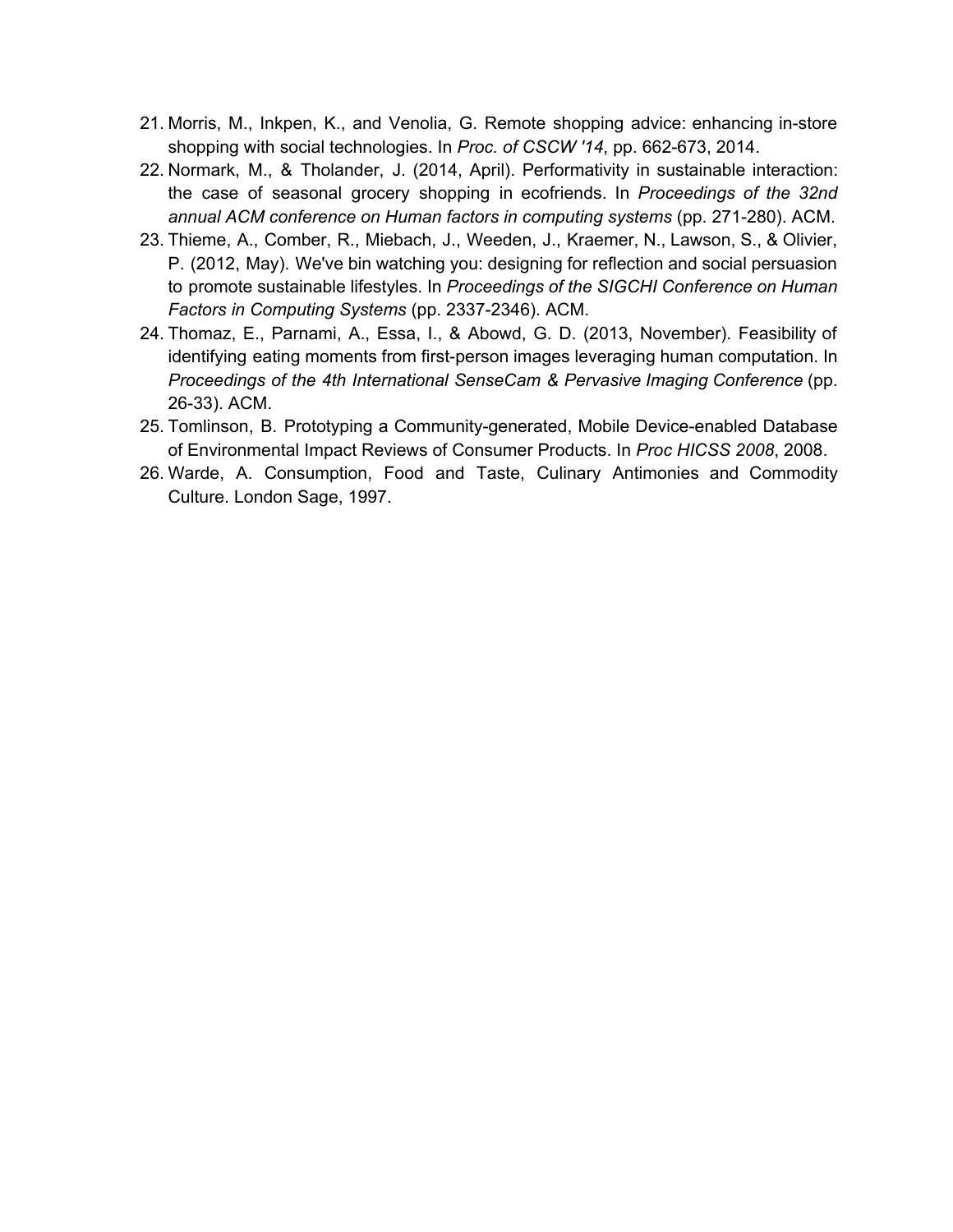21. Morris, M., Inkpen, K., and Venolia, G. Remote shopping advice: enhancing in-store shopping with social technologies. In *Proc. of CSCW '14*, pp. 662-673, 2014.
22. Normark, M., & Tholander, J. (2014, April). Performativity in sustainable interaction: the case of seasonal grocery shopping in ecofriends. In *Proceedings of the 32nd annual ACM conference on Human factors in computing systems* (pp. 271-280). ACM.
23. Thieme, A., Comber, R., Miebach, J., Weeden, J., Kraemer, N., Lawson, S., & Olivier, P. (2012, May). We've bin watching you: designing for reflection and social persuasion to promote sustainable lifestyles. In *Proceedings of the SIGCHI Conference on Human Factors in Computing Systems* (pp. 2337-2346). ACM.
24. Thomaz, E., Parnami, A., Essa, I., & Abowd, G. D. (2013, November). Feasibility of identifying eating moments from first-person images leveraging human computation. In *Proceedings of the 4th International SenseCam & Pervasive Imaging Conference* (pp. 26-33). ACM.
25. Tomlinson, B. Prototyping a Community-generated, Mobile Device-enabled Database of Environmental Impact Reviews of Consumer Products. In *Proc HICSS 2008*, 2008.
26. Warde, A. Consumption, Food and Taste, Culinary Antimonies and Commodity Culture. London Sage, 1997.